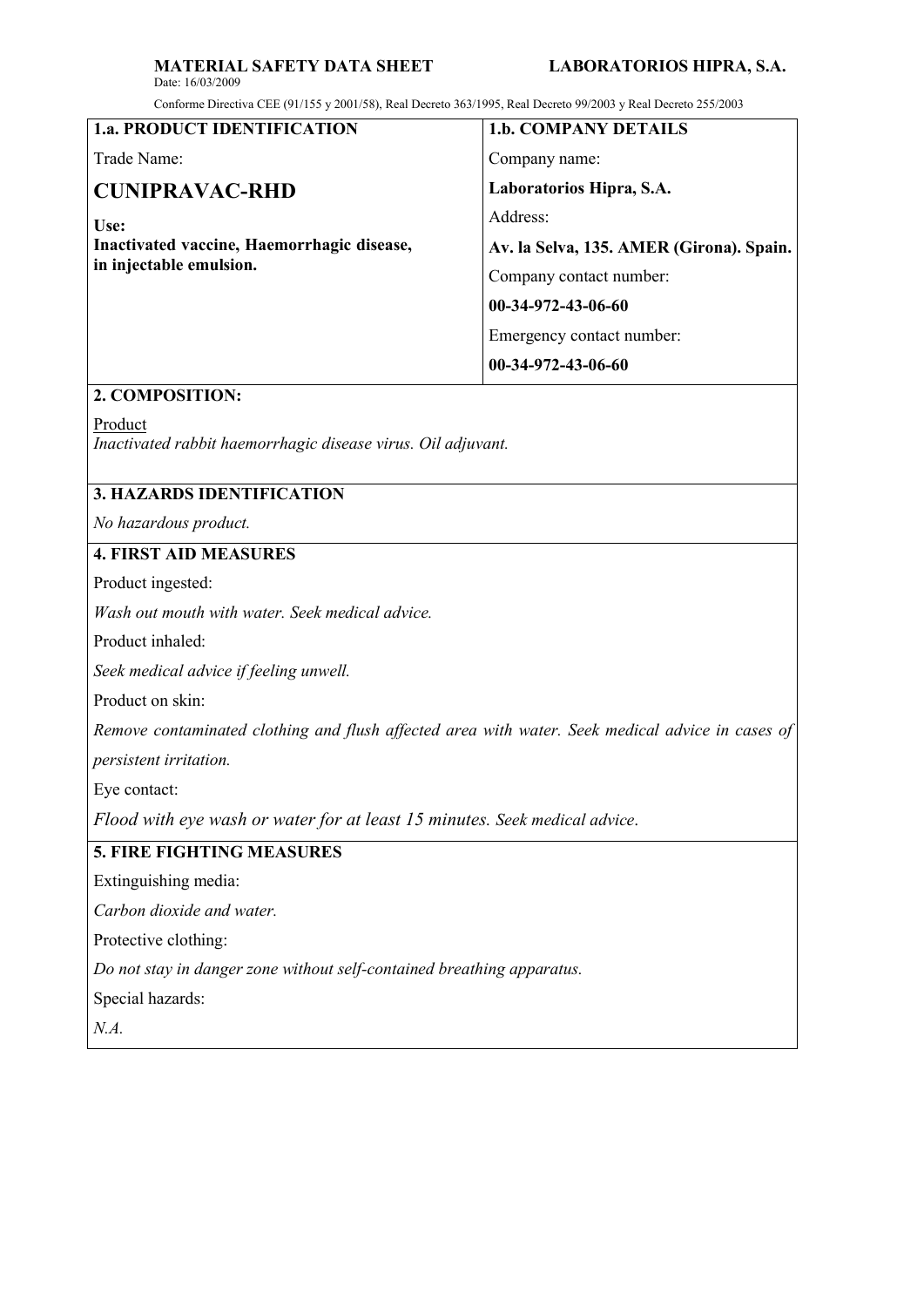**MATERIAL SAFETY DATA SHEET** **LABORATORIOS HIPRA, S.A.**

Date: 16/03/2009

Conforme Directiva CEE (91/155 y 2001/58), Real Decreto 363/1995, Real Decreto 99/2003 y Real Decreto 255/2003

| **1.a. PRODUCT IDENTIFICATION** | **1.b. COMPANY DETAILS** |
|---|---|
| Trade Name: | Company name: |
| **CUNIPRAVAC-RHD** | **Laboratorios Hipra, S.A.** |
| **Use:** | Address: |
| **Inactivated vaccine, Haemorrhagic disease, in injectable emulsion.** | **Av. la Selva, 135. AMER (Girona). Spain.** |
| | Company contact number: |
| | **00-34-972-43-06-60** |
| | Emergency contact number: |
| | **00-34-972-43-06-60** |

## 2. COMPOSITION:

Product

*Inactivated rabbit haemorrhagic disease virus. Oil adjuvant.*

## 3. HAZARDS IDENTIFICATION

*No hazardous product.*

## 4. FIRST AID MEASURES

Product ingested:

*Wash out mouth with water. Seek medical advice.*

Product inhaled:

*Seek medical advice if feeling unwell.*

Product on skin:

*Remove contaminated clothing and flush affected area with water. Seek medical advice in cases of persistent irritation.*

Eye contact:

*Flood with eye wash or water for at least 15 minutes. Seek medical advice*.

## 5. FIRE FIGHTING MEASURES

Extinguishing media:

*Carbon dioxide and water.*

Protective clothing:

*Do not stay in danger zone without self-contained breathing apparatus.*

Special hazards:

*N.A.*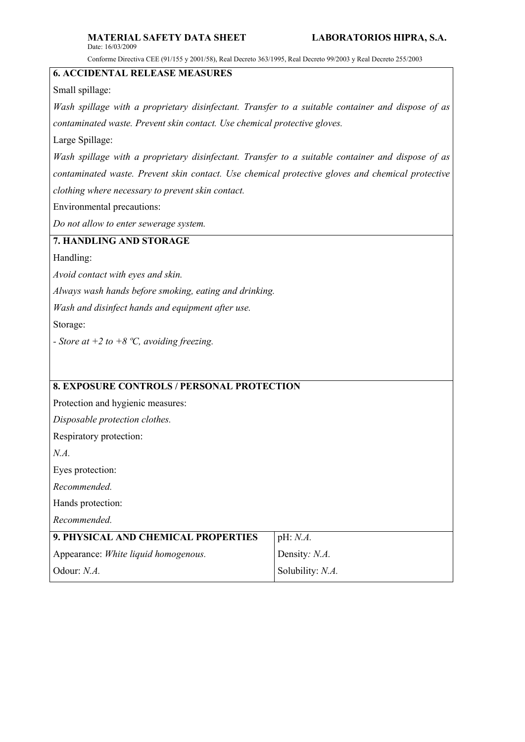## 6. ACCIDENTAL RELEASE MEASURES

Small spillage:

*Wash spillage with a proprietary disinfectant. Transfer to a suitable container and dispose of as contaminated waste. Prevent skin contact. Use chemical protective gloves.*

Large Spillage:

*Wash spillage with a proprietary disinfectant. Transfer to a suitable container and dispose of as contaminated waste. Prevent skin contact. Use chemical protective gloves and chemical protective clothing where necessary to prevent skin contact.*

Environmental precautions:

*Do not allow to enter sewerage system.*

## 7. HANDLING AND STORAGE

Handling:

*Avoid contact with eyes and skin.*

*Always wash hands before smoking, eating and drinking.*

*Wash and disinfect hands and equipment after use.*

Storage:

*- Store at +2 to +8 ºC, avoiding freezing.*

## 8. EXPOSURE CONTROLS / PERSONAL PROTECTION

Protection and hygienic measures:

*Disposable protection clothes.*

Respiratory protection:

*N.A.*

Eyes protection:

*Recommended.*

Hands protection:

*Recommended.*

## 9. PHYSICAL AND CHEMICAL PROPERTIES

| | |
|---|---|
| Appearance: *White liquid homogenous.* | pH: *N.A.* |
| Odour: *N.A.* | Density: *N.A.* |
| | Solubility: *N.A.* |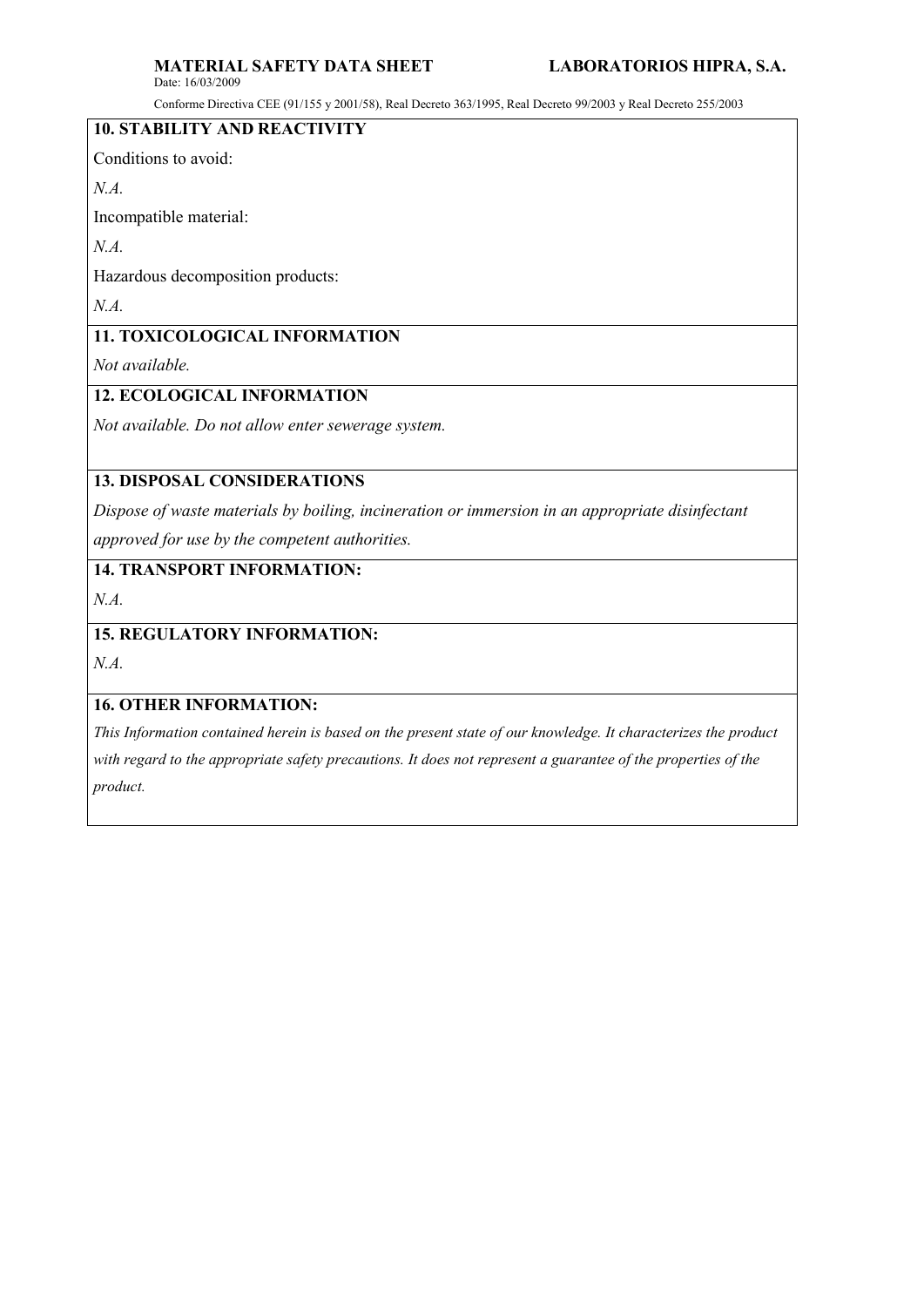## 10. STABILITY AND REACTIVITY

Conditions to avoid:

*N.A.*

Incompatible material:

*N.A.*

Hazardous decomposition products:

*N.A.*

## 11. TOXICOLOGICAL INFORMATION

*Not available.*

## 12. ECOLOGICAL INFORMATION

*Not available. Do not allow enter sewerage system.*

## 13. DISPOSAL CONSIDERATIONS

*Dispose of waste materials by boiling, incineration or immersion in an appropriate disinfectant approved for use by the competent authorities.*

## 14. TRANSPORT INFORMATION:

*N.A.*

## 15. REGULATORY INFORMATION:

*N.A.*

## 16. OTHER INFORMATION:

*This Information contained herein is based on the present state of our knowledge. It characterizes the product with regard to the appropriate safety precautions. It does not represent a guarantee of the properties of the product.*